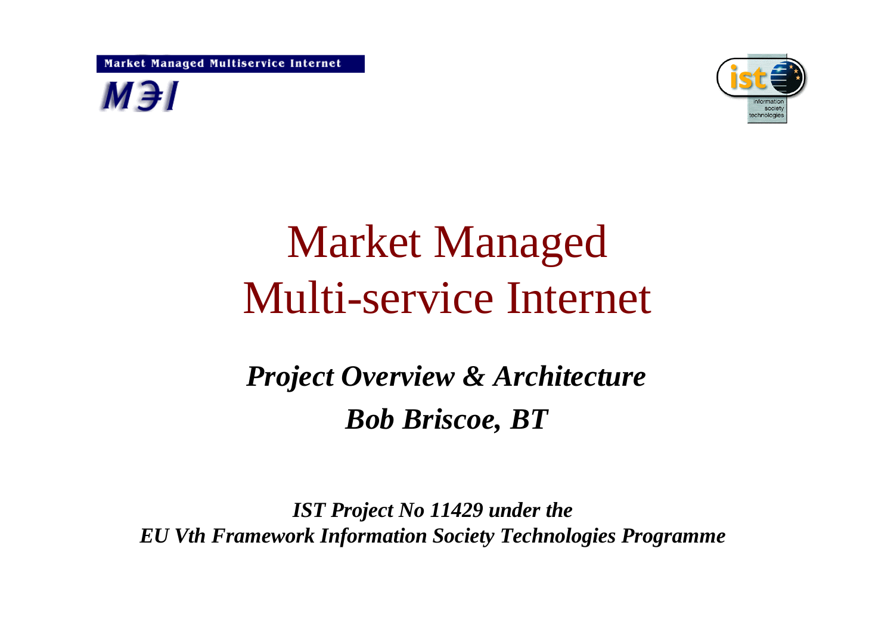Market Managed Multiservice Internet

M3I

# Market Managed Multi-service Internet

***Project Overview & Architecture***

***Bob Briscoe, BT***

***IST Project No 11429 under the EU Vth Framework Information Society Technologies Programme***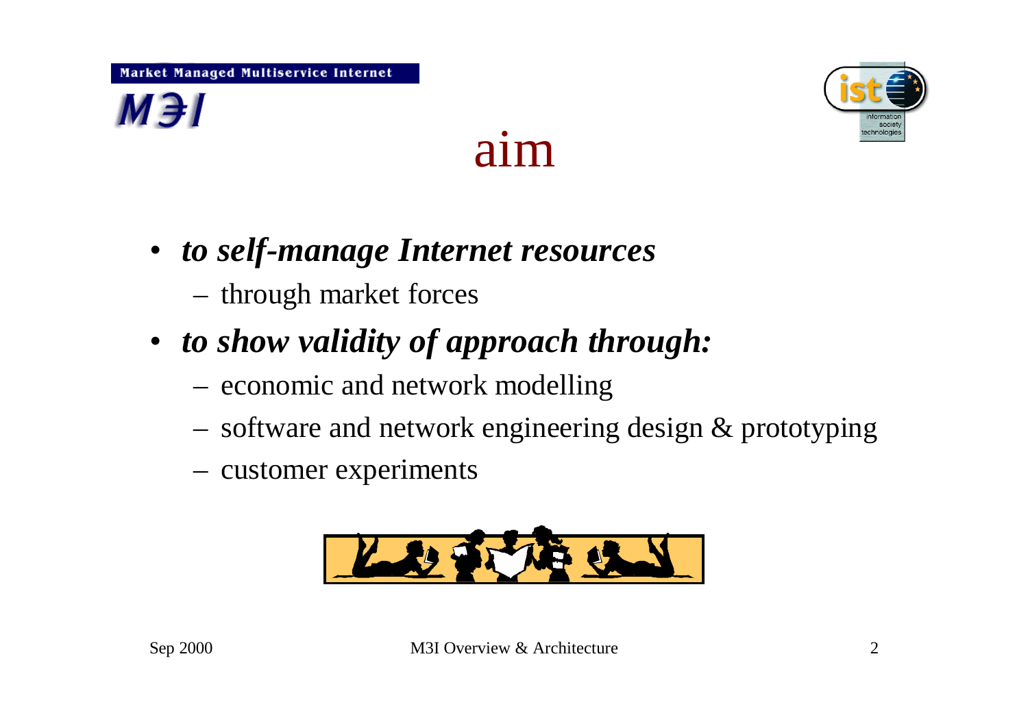# aim

- ***to self-manage Internet resources***
  - through market forces
- ***to show validity of approach through:***
  - economic and network modelling
  - software and network engineering design & prototyping
  - customer experiments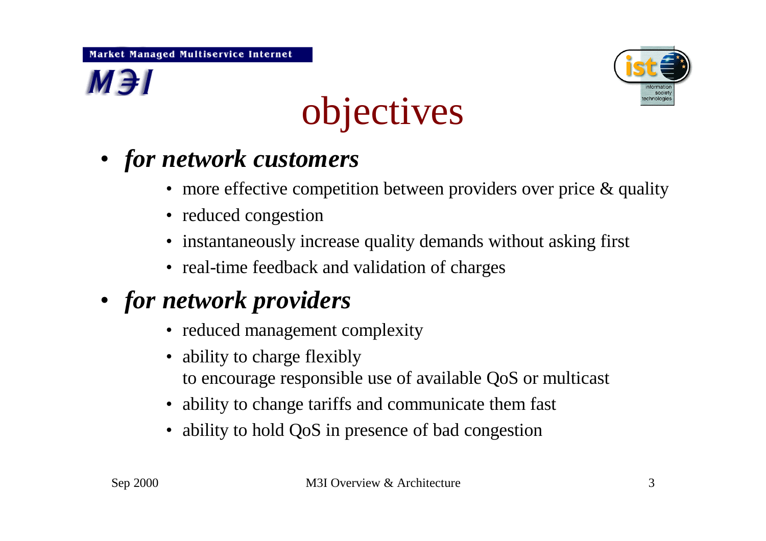# objectives

- ***for network customers***
  - more effective competition between providers over price & quality
  - reduced congestion
  - instantaneously increase quality demands without asking first
  - real-time feedback and validation of charges
- ***for network providers***
  - reduced management complexity
  - ability to charge flexibly  
    to encourage responsible use of available QoS or multicast
  - ability to change tariffs and communicate them fast
  - ability to hold QoS in presence of bad congestion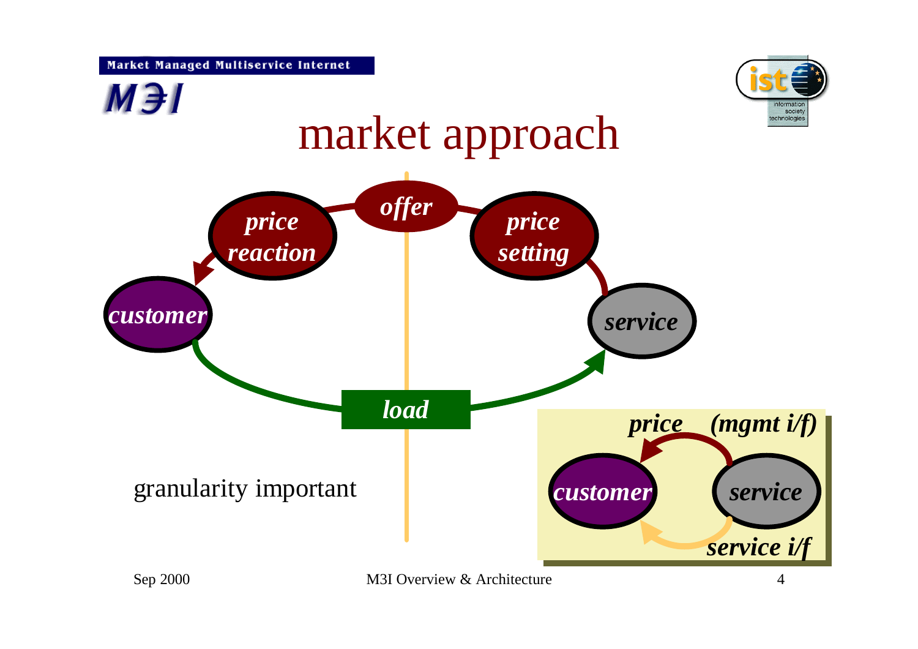# market approach

*offer*

*price reaction*

*price setting*

*customer*

*service*

*load*

granularity important

*price* *(mgmt i/f)*

*customer* *service*

*service i/f*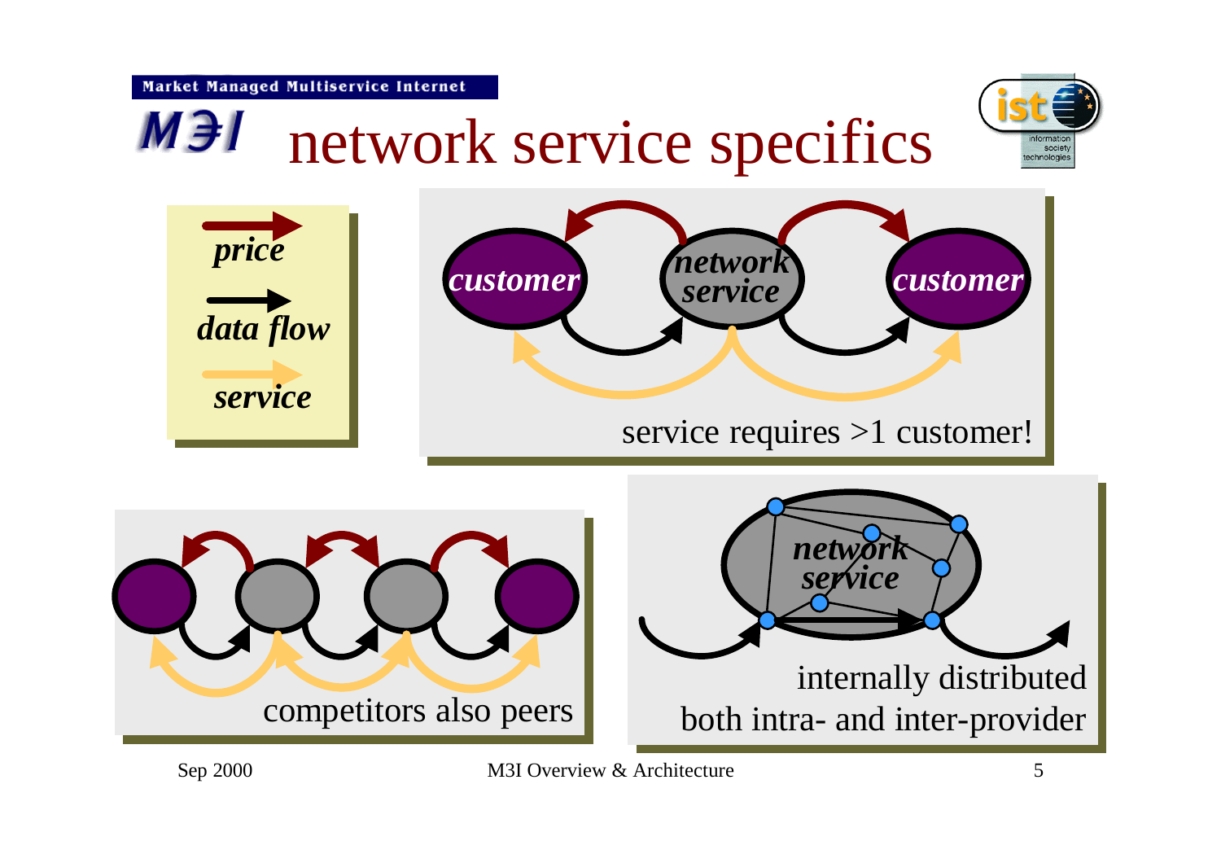# network service specifics

*price*

*data flow*

*service*

*customer* — *network service* — *customer*

service requires >1 customer!

competitors also peers

*network service*

internally distributed
both intra- and inter-provider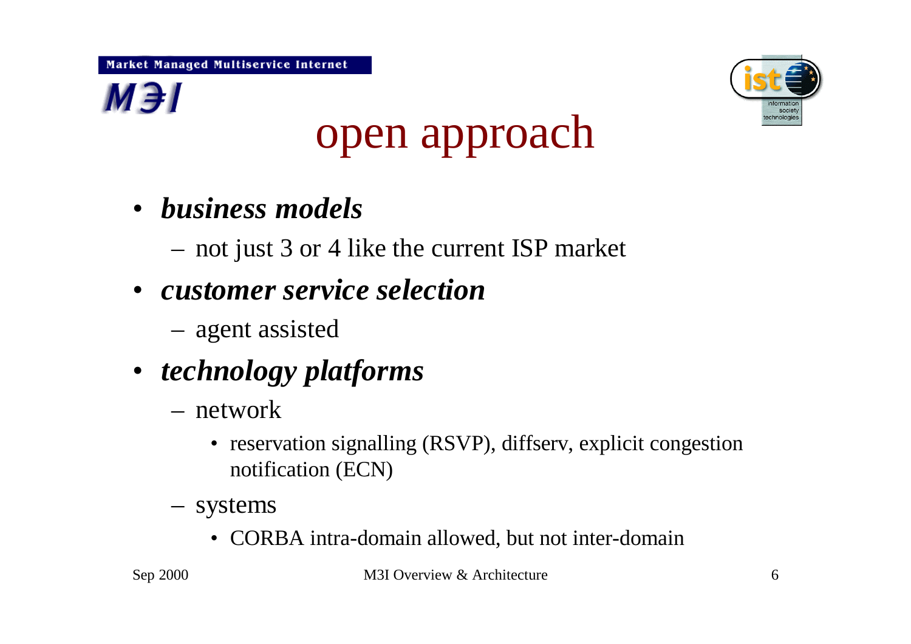# open approach

- ***business models***
  - not just 3 or 4 like the current ISP market
- ***customer service selection***
  - agent assisted
- ***technology platforms***
  - network
    - reservation signalling (RSVP), diffserv, explicit congestion notification (ECN)
  - systems
    - CORBA intra-domain allowed, but not inter-domain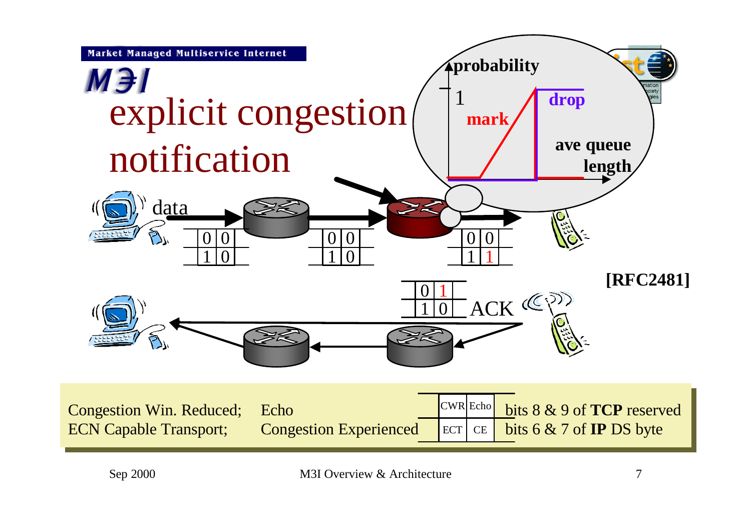# explicit congestion notification

probability

1

mark

drop

ave queue length

data

| 0 | 0 |
|---|---|
| 1 | 0 |

| 0 | 0 |
|---|---|
| 1 | 0 |

| 0 | 0 |
|---|---|
| 1 | 1 |

| 0 | 1 |
|---|---|
| 1 | 0 |

ACK

[RFC2481]

| Congestion Win. Reduced; | Echo | CWR | Echo | bits 8 & 9 of **TCP** reserved |
|---|---|---|---|---|
| ECN Capable Transport; | Congestion Experienced | ECT | CE | bits 6 & 7 of **IP** DS byte |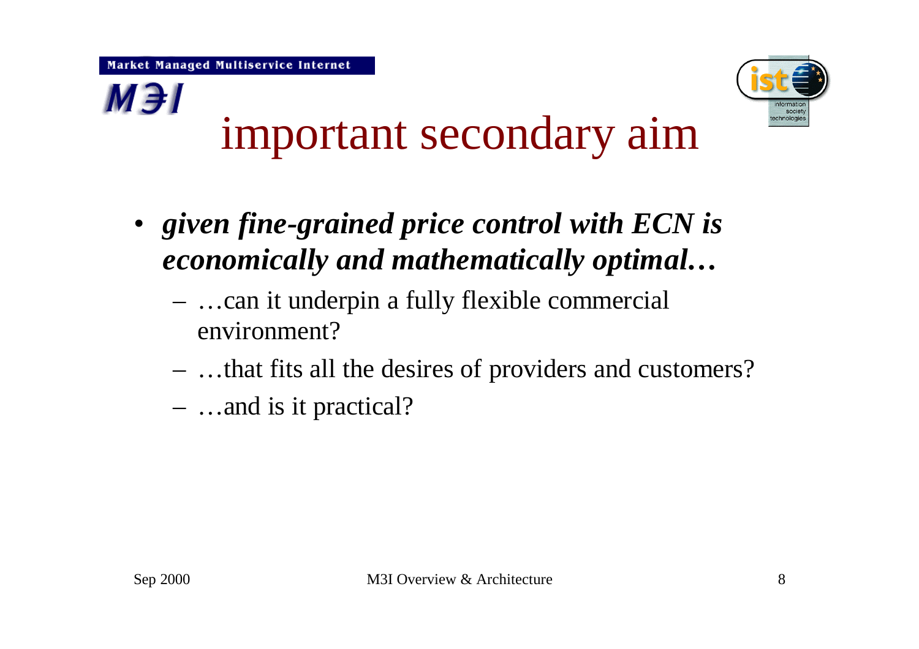# important secondary aim

- ***given fine-grained price control with ECN is economically and mathematically optimal…***
  - …can it underpin a fully flexible commercial environment?
  - …that fits all the desires of providers and customers?
  - …and is it practical?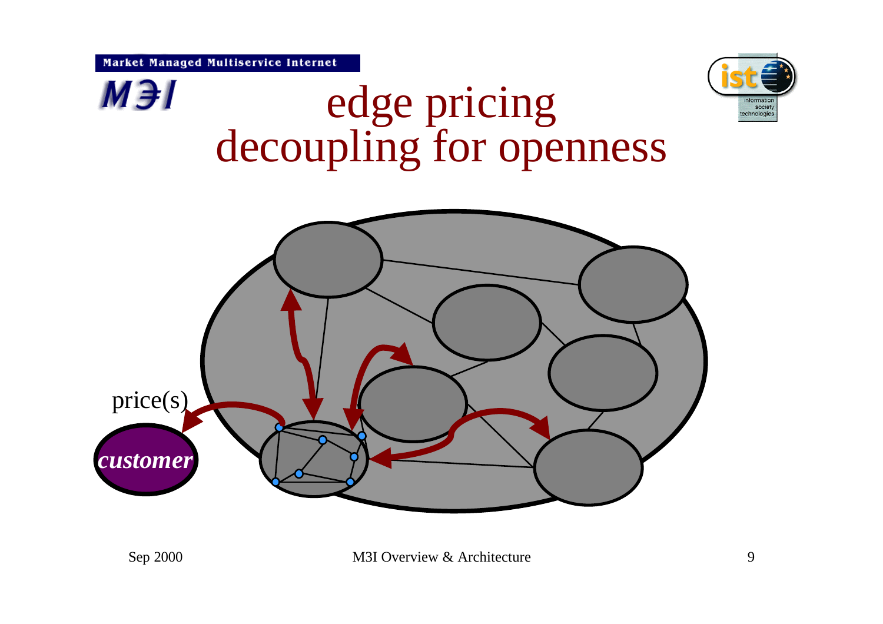# edge pricing decoupling for openness

price(s)

*customer*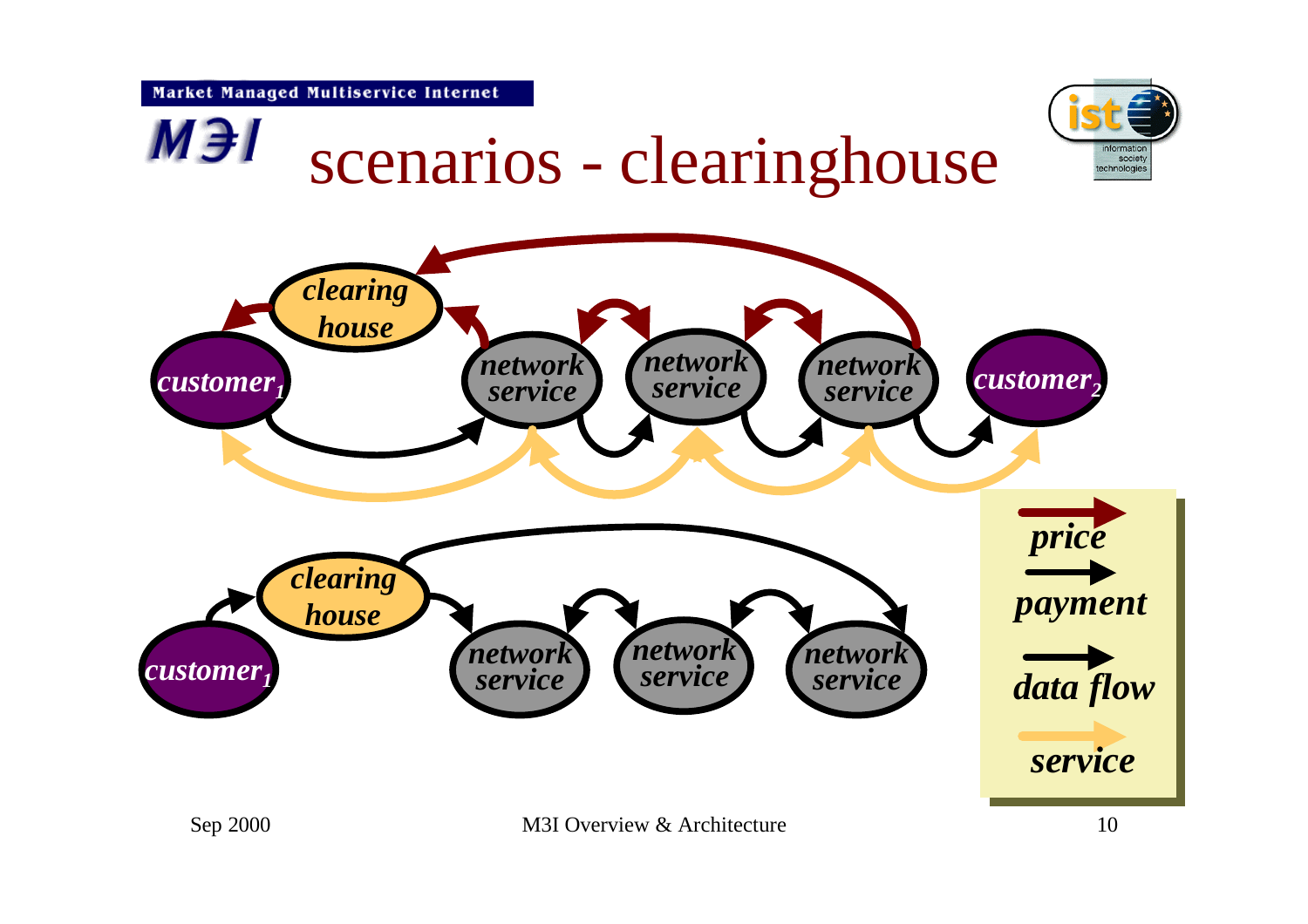# scenarios - clearinghouse

clearing house

customer$_1$

network service

network service

network service

customer$_2$

clearing house

customer$_1$

network service

network service

network service

*price*

*payment*

*data flow*

*service*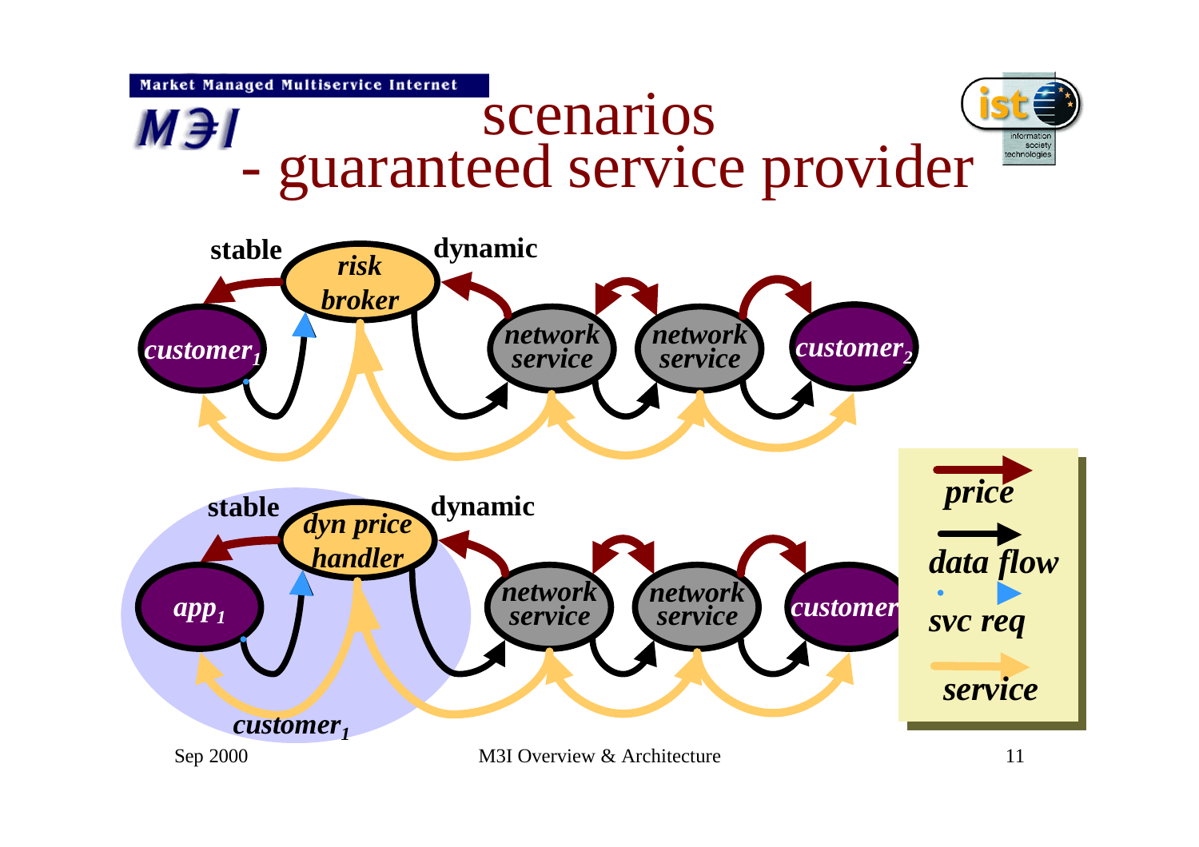# scenarios - guaranteed service provider

**stable** *risk broker* **dynamic**

*customer$_1$* *network service* *network service* *customer$_2$*

**stable** *dyn price handler* **dynamic**

*app$_1$* *network service* *network service* *customer*

*customer$_1$*

*price*

*data flow*

*svc req*

*service*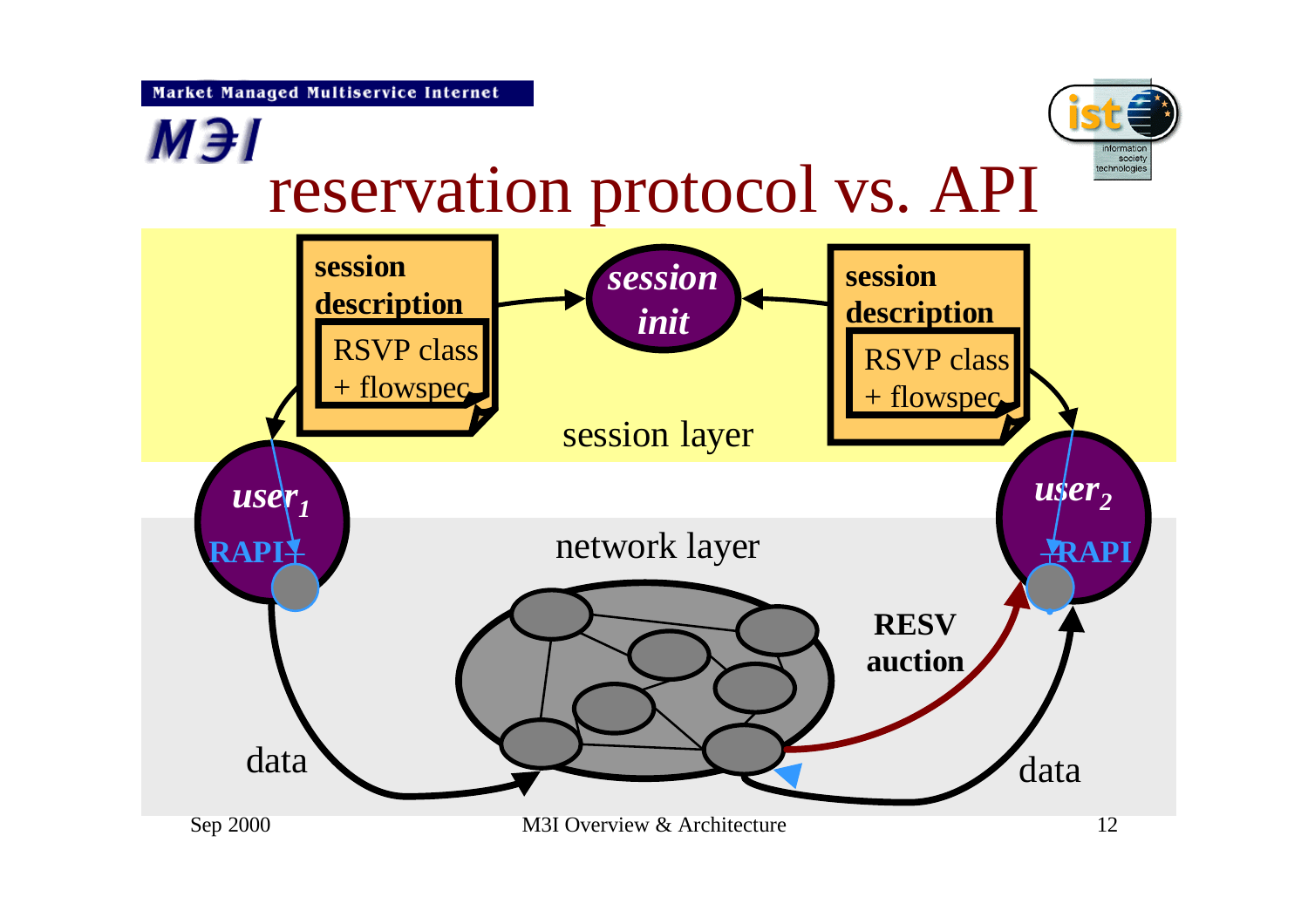# reservation protocol vs. API

session description

RSVP class + flowspec

*session init*

session description

RSVP class + flowspec

session layer

*user*$_1$

RAPI

*user*$_2$

RAPI

network layer

RESV auction

data

data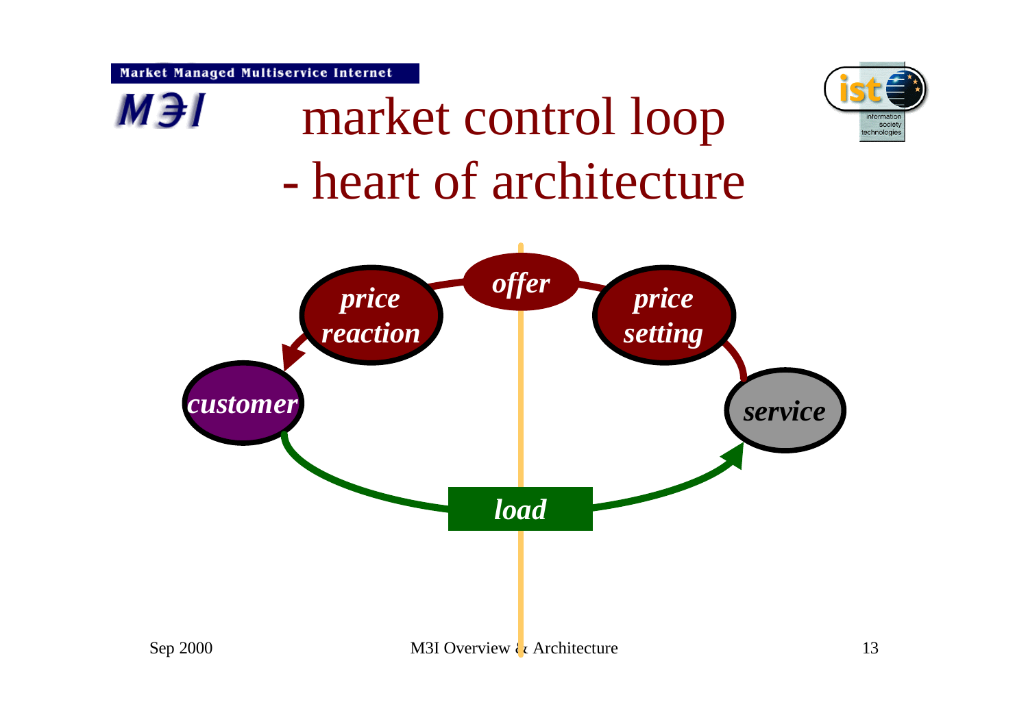# market control loop - heart of architecture

*offer*

*price reaction*

*price setting*

*customer*

*service*

*load*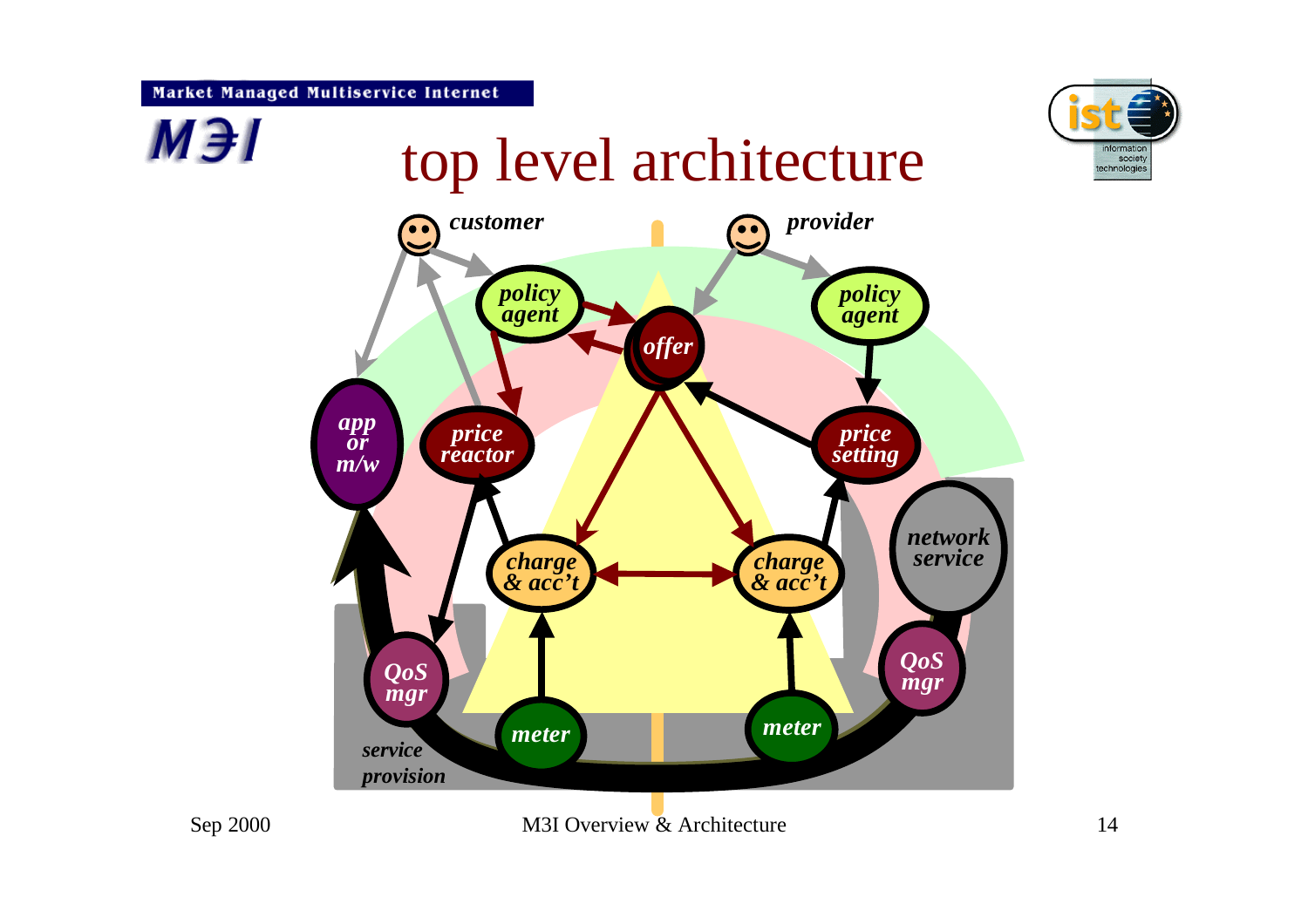# top level architecture

*customer* — *provider*

*policy agent* · *offer* · *policy agent*

*app or m/w* · *price reactor* · *price setting*

*charge & acc't* · *charge & acc't* · *network service*

*QoS mgr* · *meter* · *meter* · *QoS mgr*

*service provision*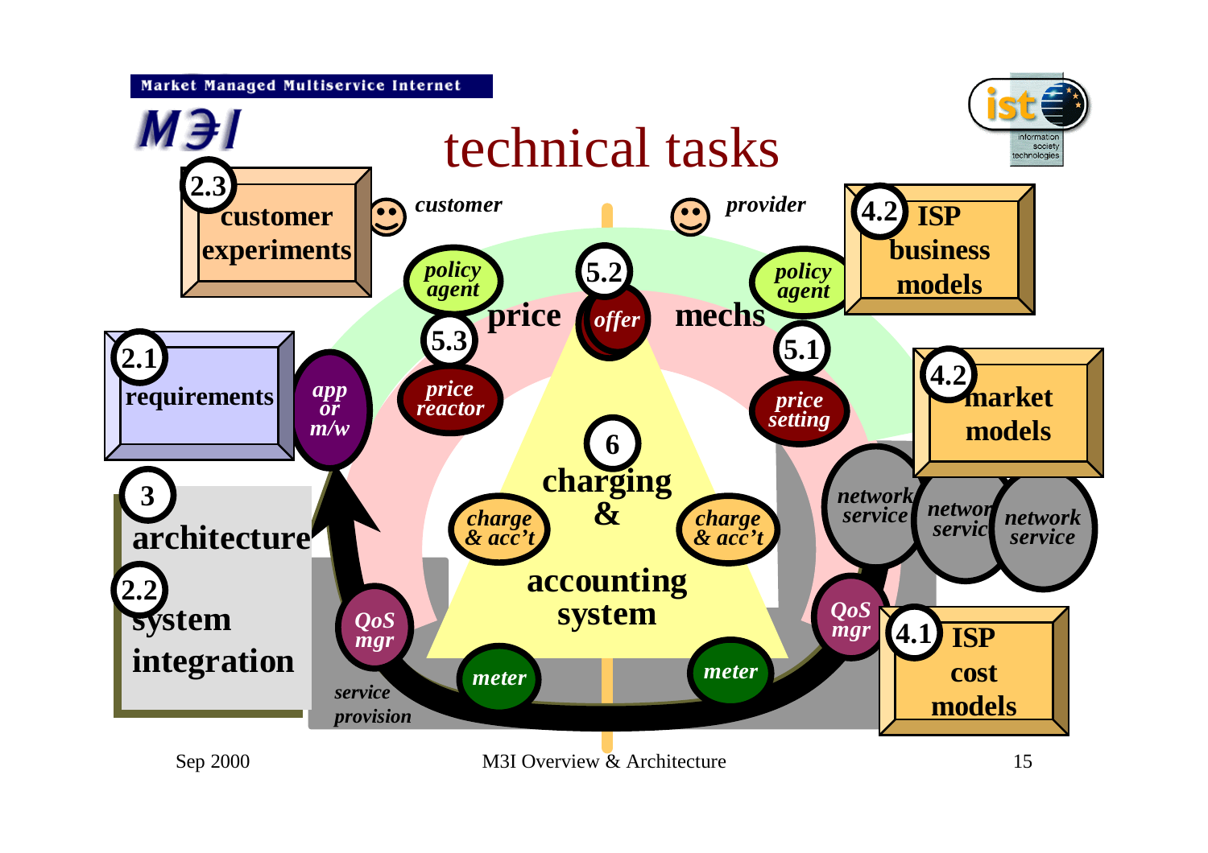# technical tasks

- 2.3 customer experiments
- 2.1 requirements
- 3 architecture
- 2.2 system integration
- 4.2 ISP business models
- 4.2 market models
- 4.1 ISP cost models
- 5.1 price setting
- 5.2 offer
- 5.3 price reactor
- 6 charging & accounting system

*customer* — *policy agent* — price — *offer* — mechs — *policy agent* — *provider*

*app or m/w* — *price reactor* — *price setting*

*charge & acc't* — *charge & acc't*

*network service* — *network service* — *network service*

*QoS mgr* — *meter* — *meter* — *QoS mgr*

*service provision*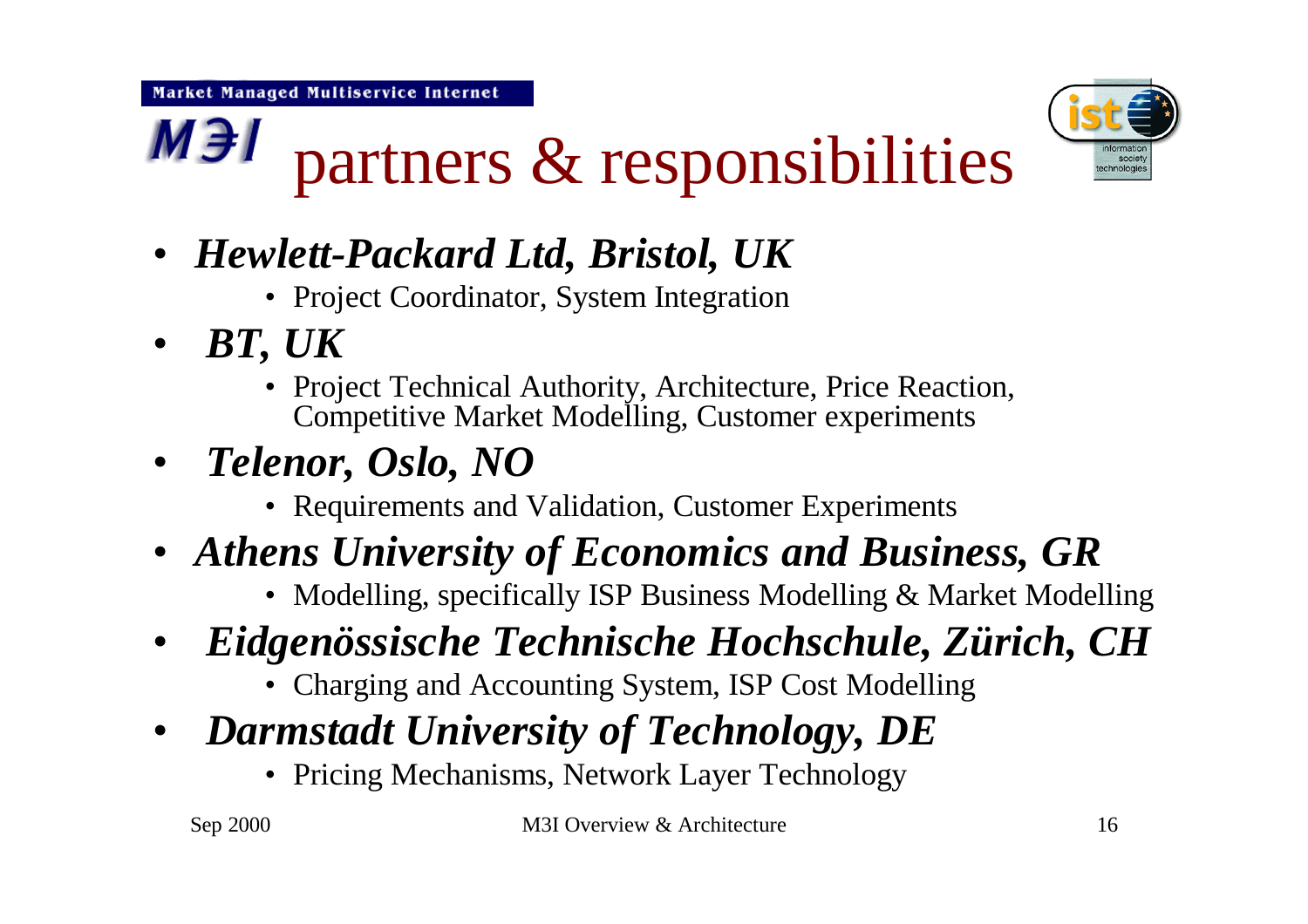# partners & responsibilities

- ***Hewlett-Packard Ltd, Bristol, UK***
  - Project Coordinator, System Integration
- ***BT, UK***
  - Project Technical Authority, Architecture, Price Reaction, Competitive Market Modelling, Customer experiments
- ***Telenor, Oslo, NO***
  - Requirements and Validation, Customer Experiments
- ***Athens University of Economics and Business, GR***
  - Modelling, specifically ISP Business Modelling & Market Modelling
- ***Eidgenössische Technische Hochschule, Zürich, CH***
  - Charging and Accounting System, ISP Cost Modelling
- ***Darmstadt University of Technology, DE***
  - Pricing Mechanisms, Network Layer Technology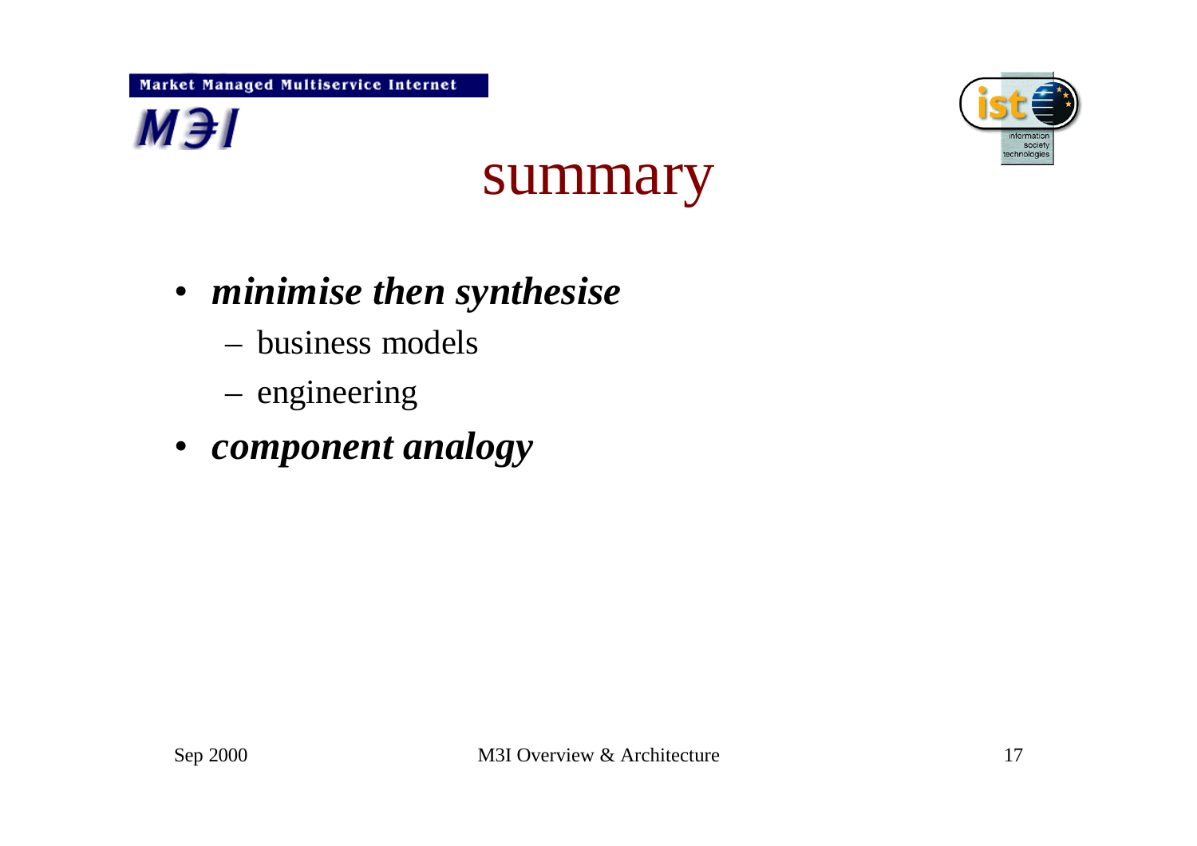# summary

- ***minimise then synthesise***
  - business models
  - engineering
- ***component analogy***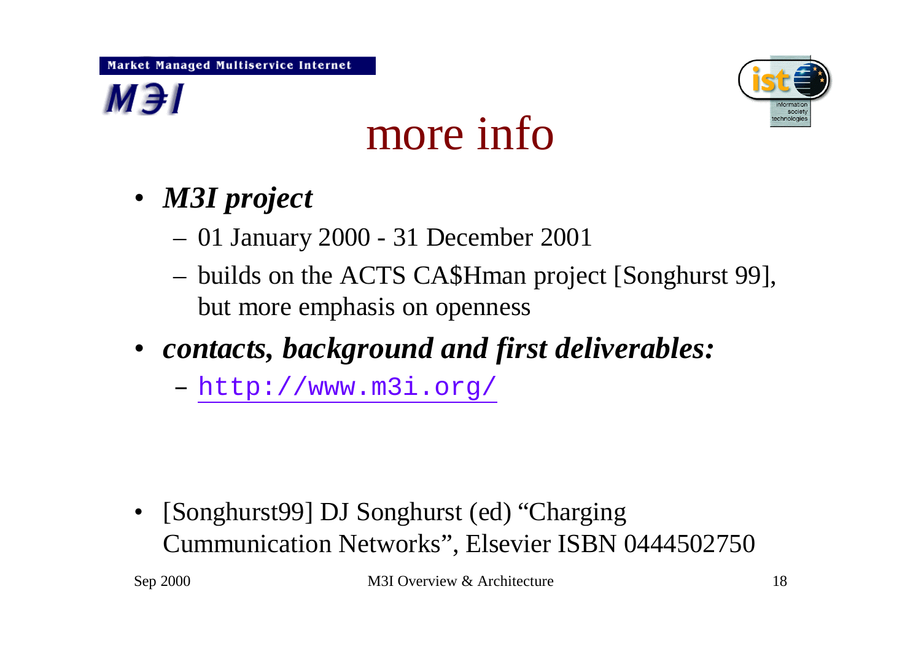# more info

- ***M3I project***
  - 01 January 2000 - 31 December 2001
  - builds on the ACTS CA$Hman project [Songhurst 99], but more emphasis on openness
- ***contacts, background and first deliverables:***
  - http://www.m3i.org/

- [Songhurst99] DJ Songhurst (ed) “Charging Cummunication Networks”, Elsevier ISBN 0444502750